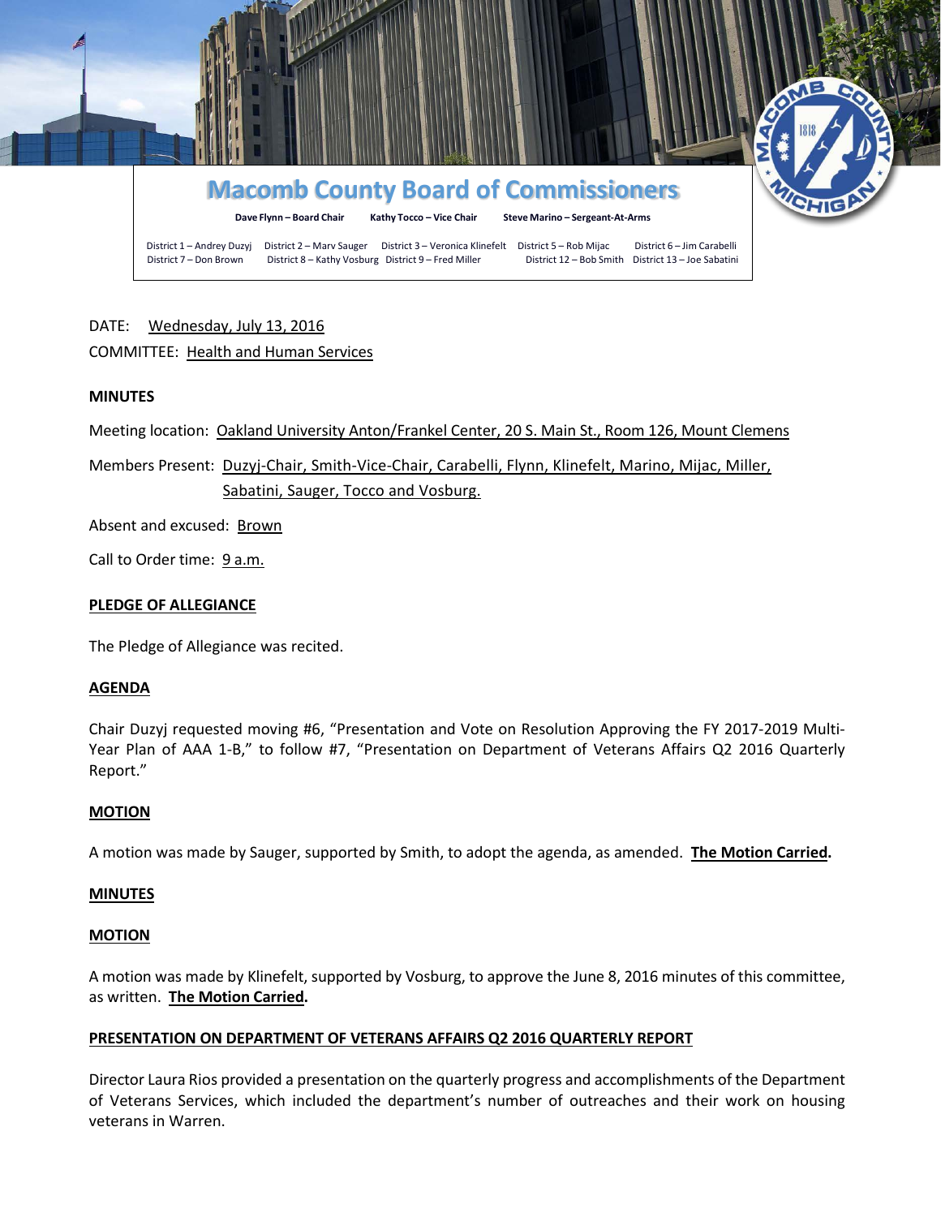# Macomb County Board of Commissioners

**Dave Flynn – Board Chair** **Kathy Tocco – Vice Chair** **Steve Marino – Sergeant-At-Arms**

District 1 – Andrey Duzyj District 2 – Marv Sauger District 3 – Veronica Klinefelt District 5 – Rob Mijac District 6 – Jim Carabelli
District 7 – Don Brown District 8 – Kathy Vosburg District 9 – Fred Miller District 12 – Bob Smith District 13 – Joe Sabatini

DATE: Wednesday, July 13, 2016

COMMITTEE: Health and Human Services

**MINUTES**

Meeting location: Oakland University Anton/Frankel Center, 20 S. Main St., Room 126, Mount Clemens

Members Present: Duzyj-Chair, Smith-Vice-Chair, Carabelli, Flynn, Klinefelt, Marino, Mijac, Miller, Sabatini, Sauger, Tocco and Vosburg.

Absent and excused: Brown

Call to Order time: 9 a.m.

**PLEDGE OF ALLEGIANCE**

The Pledge of Allegiance was recited.

**AGENDA**

Chair Duzyj requested moving #6, "Presentation and Vote on Resolution Approving the FY 2017-2019 Multi-Year Plan of AAA 1-B," to follow #7, "Presentation on Department of Veterans Affairs Q2 2016 Quarterly Report."

**MOTION**

A motion was made by Sauger, supported by Smith, to adopt the agenda, as amended. **The Motion Carried.**

**MINUTES**

**MOTION**

A motion was made by Klinefelt, supported by Vosburg, to approve the June 8, 2016 minutes of this committee, as written. **The Motion Carried.**

**PRESENTATION ON DEPARTMENT OF VETERANS AFFAIRS Q2 2016 QUARTERLY REPORT**

Director Laura Rios provided a presentation on the quarterly progress and accomplishments of the Department of Veterans Services, which included the department's number of outreaches and their work on housing veterans in Warren.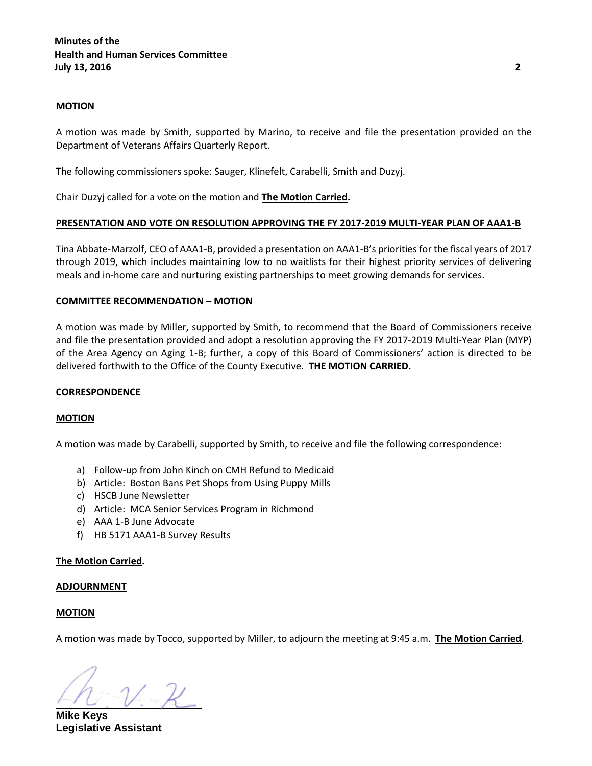**MOTION**

A motion was made by Smith, supported by Marino, to receive and file the presentation provided on the Department of Veterans Affairs Quarterly Report.

The following commissioners spoke: Sauger, Klinefelt, Carabelli, Smith and Duzyj.

Chair Duzyj called for a vote on the motion and **The Motion Carried.**

**PRESENTATION AND VOTE ON RESOLUTION APPROVING THE FY 2017-2019 MULTI-YEAR PLAN OF AAA1-B**

Tina Abbate-Marzolf, CEO of AAA1-B, provided a presentation on AAA1-B's priorities for the fiscal years of 2017 through 2019, which includes maintaining low to no waitlists for their highest priority services of delivering meals and in-home care and nurturing existing partnerships to meet growing demands for services.

**COMMITTEE RECOMMENDATION – MOTION**

A motion was made by Miller, supported by Smith, to recommend that the Board of Commissioners receive and file the presentation provided and adopt a resolution approving the FY 2017-2019 Multi-Year Plan (MYP) of the Area Agency on Aging 1-B; further, a copy of this Board of Commissioners' action is directed to be delivered forthwith to the Office of the County Executive. **THE MOTION CARRIED.**

**CORRESPONDENCE**

**MOTION**

A motion was made by Carabelli, supported by Smith, to receive and file the following correspondence:

a) Follow-up from John Kinch on CMH Refund to Medicaid
b) Article: Boston Bans Pet Shops from Using Puppy Mills
c) HSCB June Newsletter
d) Article: MCA Senior Services Program in Richmond
e) AAA 1-B June Advocate
f) HB 5171 AAA1-B Survey Results

**The Motion Carried.**

**ADJOURNMENT**

**MOTION**

A motion was made by Tocco, supported by Miller, to adjourn the meeting at 9:45 a.m. **The Motion Carried**.

**Mike Keys**
**Legislative Assistant**